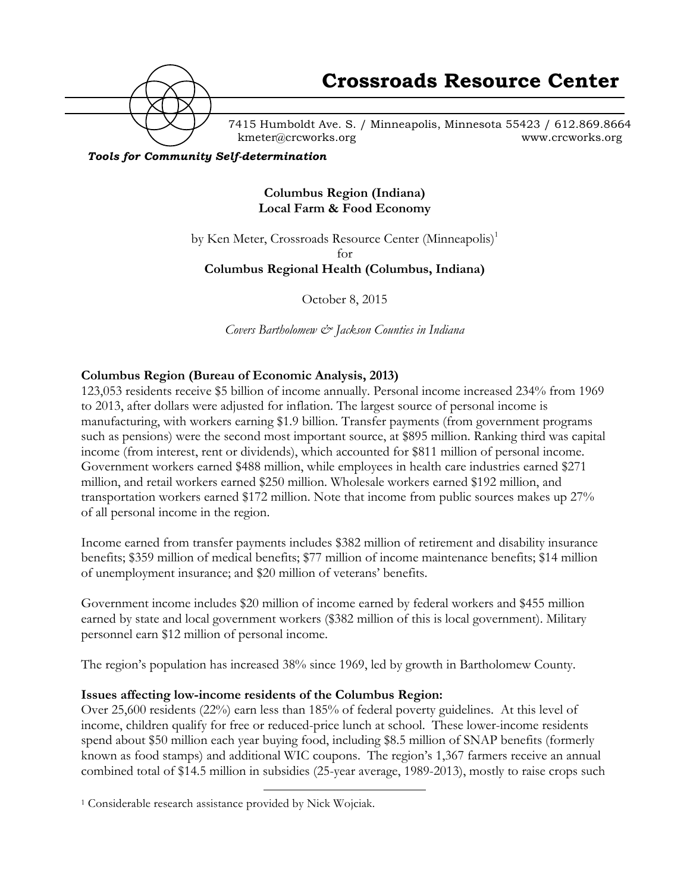# Crossroads Resource Center

7415 Humboldt Ave. S. / Minneapolis, Minnesota 55423 / 612.869.8664
kmeter@crcworks.org www.crcworks.org

***Tools for Community Self-determination***

**Columbus Region (Indiana)**
**Local Farm & Food Economy**

by Ken Meter, Crossroads Resource Center (Minneapolis)[1]
for
**Columbus Regional Health (Columbus, Indiana)**

October 8, 2015

*Covers Bartholomew & Jackson Counties in Indiana*

## Columbus Region (Bureau of Economic Analysis, 2013)

123,053 residents receive $5 billion of income annually. Personal income increased 234% from 1969 to 2013, after dollars were adjusted for inflation. The largest source of personal income is manufacturing, with workers earning $1.9 billion. Transfer payments (from government programs such as pensions) were the second most important source, at $895 million. Ranking third was capital income (from interest, rent or dividends), which accounted for $811 million of personal income. Government workers earned $488 million, while employees in health care industries earned $271 million, and retail workers earned $250 million. Wholesale workers earned $192 million, and transportation workers earned $172 million. Note that income from public sources makes up 27% of all personal income in the region.

Income earned from transfer payments includes $382 million of retirement and disability insurance benefits; $359 million of medical benefits; $77 million of income maintenance benefits; $14 million of unemployment insurance; and $20 million of veterans' benefits.

Government income includes $20 million of income earned by federal workers and $455 million earned by state and local government workers ($382 million of this is local government). Military personnel earn $12 million of personal income.

The region's population has increased 38% since 1969, led by growth in Bartholomew County.

## Issues affecting low-income residents of the Columbus Region:

Over 25,600 residents (22%) earn less than 185% of federal poverty guidelines. At this level of income, children qualify for free or reduced-price lunch at school. These lower-income residents spend about $50 million each year buying food, including $8.5 million of SNAP benefits (formerly known as food stamps) and additional WIC coupons. The region's 1,367 farmers receive an annual combined total of $14.5 million in subsidies (25-year average, 1989-2013), mostly to raise crops such

[1] Considerable research assistance provided by Nick Wojciak.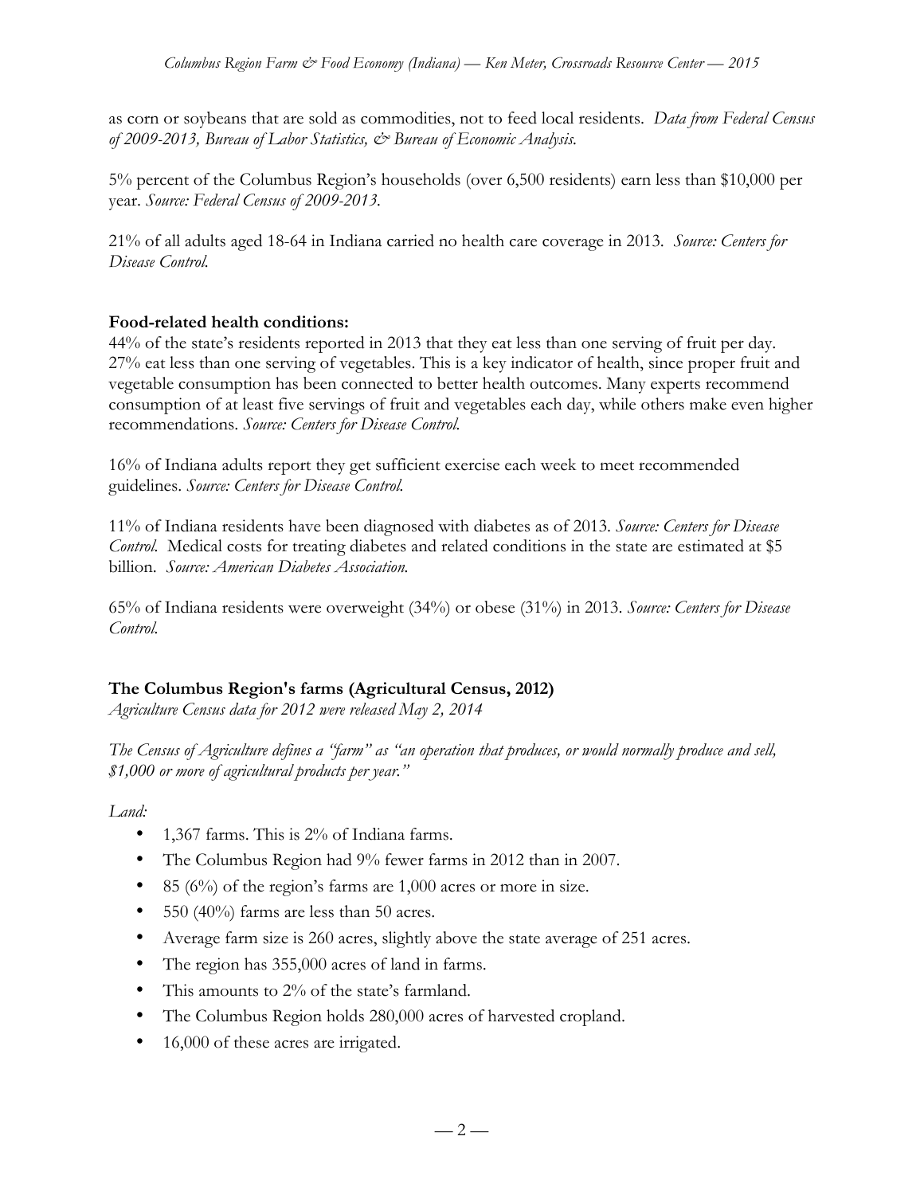as corn or soybeans that are sold as commodities, not to feed local residents. *Data from Federal Census of 2009-2013, Bureau of Labor Statistics, & Bureau of Economic Analysis.*

5% percent of the Columbus Region's households (over 6,500 residents) earn less than $10,000 per year. *Source: Federal Census of 2009-2013.*

21% of all adults aged 18-64 in Indiana carried no health care coverage in 2013. *Source: Centers for Disease Control.*

**Food-related health conditions:**
44% of the state's residents reported in 2013 that they eat less than one serving of fruit per day. 27% eat less than one serving of vegetables. This is a key indicator of health, since proper fruit and vegetable consumption has been connected to better health outcomes. Many experts recommend consumption of at least five servings of fruit and vegetables each day, while others make even higher recommendations. *Source: Centers for Disease Control.*

16% of Indiana adults report they get sufficient exercise each week to meet recommended guidelines. *Source: Centers for Disease Control.*

11% of Indiana residents have been diagnosed with diabetes as of 2013. *Source: Centers for Disease Control.* Medical costs for treating diabetes and related conditions in the state are estimated at $5 billion. *Source: American Diabetes Association.*

65% of Indiana residents were overweight (34%) or obese (31%) in 2013. *Source: Centers for Disease Control.*

## The Columbus Region's farms (Agricultural Census, 2012)

*Agriculture Census data for 2012 were released May 2, 2014*

*The Census of Agriculture defines a "farm" as "an operation that produces, or would normally produce and sell, $1,000 or more of agricultural products per year."*

*Land:*

- 1,367 farms. This is 2% of Indiana farms.
- The Columbus Region had 9% fewer farms in 2012 than in 2007.
- 85 (6%) of the region's farms are 1,000 acres or more in size.
- 550 (40%) farms are less than 50 acres.
- Average farm size is 260 acres, slightly above the state average of 251 acres.
- The region has 355,000 acres of land in farms.
- This amounts to 2% of the state's farmland.
- The Columbus Region holds 280,000 acres of harvested cropland.
- 16,000 of these acres are irrigated.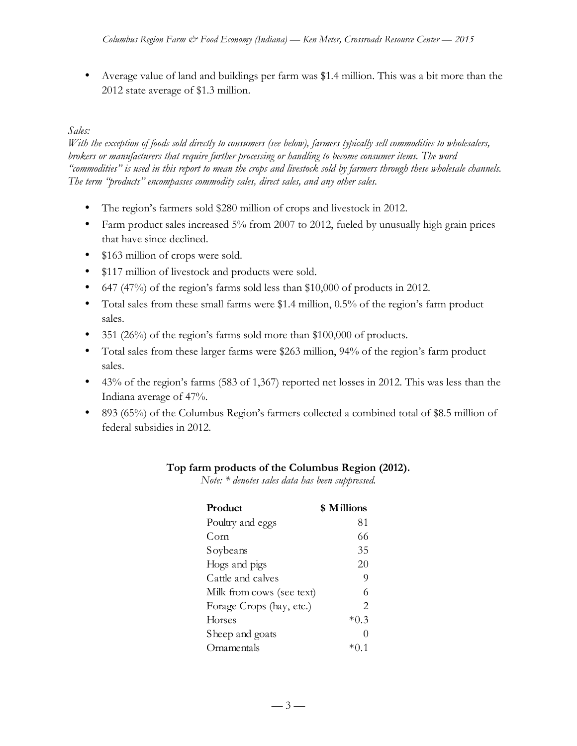- Average value of land and buildings per farm was $1.4 million. This was a bit more than the 2012 state average of $1.3 million.

*Sales:*

*With the exception of foods sold directly to consumers (see below), farmers typically sell commodities to wholesalers, brokers or manufacturers that require further processing or handling to become consumer items. The word "commodities" is used in this report to mean the crops and livestock sold by farmers through these wholesale channels. The term "products" encompasses commodity sales, direct sales, and any other sales.*

- The region's farmers sold $280 million of crops and livestock in 2012.
- Farm product sales increased 5% from 2007 to 2012, fueled by unusually high grain prices that have since declined.
- $163 million of crops were sold.
- $117 million of livestock and products were sold.
- 647 (47%) of the region's farms sold less than $10,000 of products in 2012.
- Total sales from these small farms were $1.4 million, 0.5% of the region's farm product sales.
- 351 (26%) of the region's farms sold more than $100,000 of products.
- Total sales from these larger farms were $263 million, 94% of the region's farm product sales.
- 43% of the region's farms (583 of 1,367) reported net losses in 2012. This was less than the Indiana average of 47%.
- 893 (65%) of the Columbus Region's farmers collected a combined total of $8.5 million of federal subsidies in 2012.

**Top farm products of the Columbus Region (2012).**

*Note: * denotes sales data has been suppressed.*

| Product | $ Millions |
|---|---|
| Poultry and eggs | 81 |
| Corn | 66 |
| Soybeans | 35 |
| Hogs and pigs | 20 |
| Cattle and calves | 9 |
| Milk from cows (see text) | 6 |
| Forage Crops (hay, etc.) | 2 |
| Horses | *0.3 |
| Sheep and goats | 0 |
| Ornamentals | *0.1 |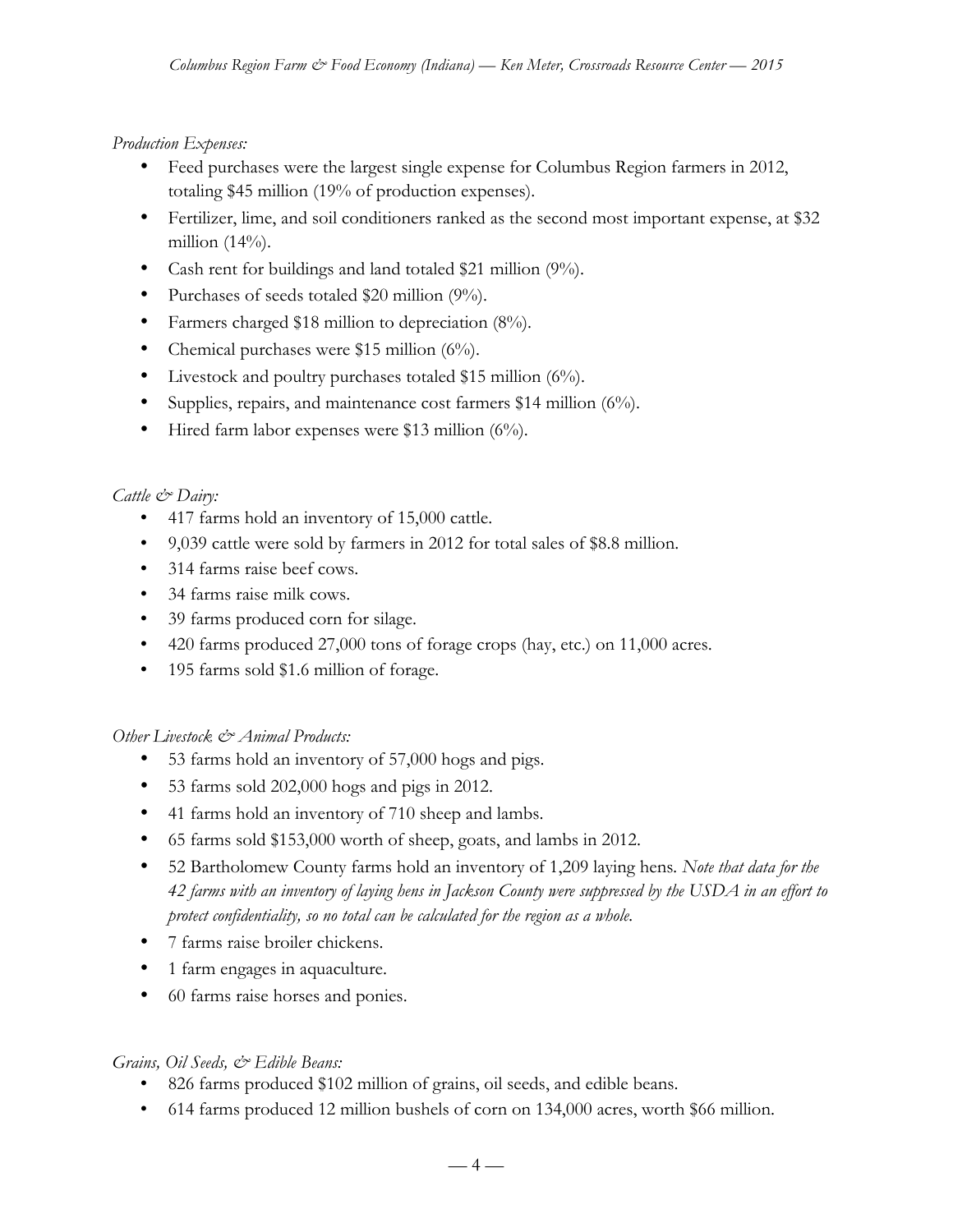*Production Expenses:*

- Feed purchases were the largest single expense for Columbus Region farmers in 2012, totaling $45 million (19% of production expenses).
- Fertilizer, lime, and soil conditioners ranked as the second most important expense, at $32 million (14%).
- Cash rent for buildings and land totaled $21 million (9%).
- Purchases of seeds totaled $20 million (9%).
- Farmers charged $18 million to depreciation (8%).
- Chemical purchases were $15 million (6%).
- Livestock and poultry purchases totaled $15 million (6%).
- Supplies, repairs, and maintenance cost farmers $14 million (6%).
- Hired farm labor expenses were $13 million (6%).

*Cattle & Dairy:*

- 417 farms hold an inventory of 15,000 cattle.
- 9,039 cattle were sold by farmers in 2012 for total sales of $8.8 million.
- 314 farms raise beef cows.
- 34 farms raise milk cows.
- 39 farms produced corn for silage.
- 420 farms produced 27,000 tons of forage crops (hay, etc.) on 11,000 acres.
- 195 farms sold $1.6 million of forage.

*Other Livestock & Animal Products:*

- 53 farms hold an inventory of 57,000 hogs and pigs.
- 53 farms sold 202,000 hogs and pigs in 2012.
- 41 farms hold an inventory of 710 sheep and lambs.
- 65 farms sold $153,000 worth of sheep, goats, and lambs in 2012.
- 52 Bartholomew County farms hold an inventory of 1,209 laying hens. *Note that data for the 42 farms with an inventory of laying hens in Jackson County were suppressed by the USDA in an effort to protect confidentiality, so no total can be calculated for the region as a whole.*
- 7 farms raise broiler chickens.
- 1 farm engages in aquaculture.
- 60 farms raise horses and ponies.

*Grains, Oil Seeds, & Edible Beans:*

- 826 farms produced $102 million of grains, oil seeds, and edible beans.
- 614 farms produced 12 million bushels of corn on 134,000 acres, worth $66 million.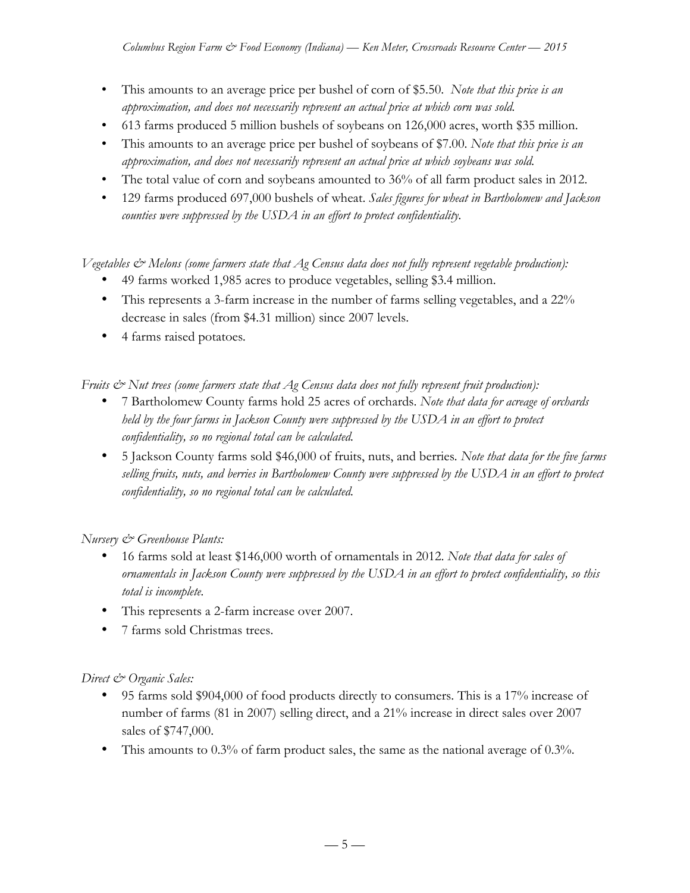- This amounts to an average price per bushel of corn of $5.50. *Note that this price is an approximation, and does not necessarily represent an actual price at which corn was sold.*
- 613 farms produced 5 million bushels of soybeans on 126,000 acres, worth $35 million.
- This amounts to an average price per bushel of soybeans of $7.00. *Note that this price is an approximation, and does not necessarily represent an actual price at which soybeans was sold.*
- The total value of corn and soybeans amounted to 36% of all farm product sales in 2012.
- 129 farms produced 697,000 bushels of wheat. *Sales figures for wheat in Bartholomew and Jackson counties were suppressed by the USDA in an effort to protect confidentiality.*

*Vegetables & Melons (some farmers state that Ag Census data does not fully represent vegetable production):*

- 49 farms worked 1,985 acres to produce vegetables, selling $3.4 million.
- This represents a 3-farm increase in the number of farms selling vegetables, and a 22% decrease in sales (from $4.31 million) since 2007 levels.
- 4 farms raised potatoes.

*Fruits & Nut trees (some farmers state that Ag Census data does not fully represent fruit production):*

- 7 Bartholomew County farms hold 25 acres of orchards. *Note that data for acreage of orchards held by the four farms in Jackson County were suppressed by the USDA in an effort to protect confidentiality, so no regional total can be calculated.*
- 5 Jackson County farms sold $46,000 of fruits, nuts, and berries. *Note that data for the five farms selling fruits, nuts, and berries in Bartholomew County were suppressed by the USDA in an effort to protect confidentiality, so no regional total can be calculated.*

*Nursery & Greenhouse Plants:*

- 16 farms sold at least $146,000 worth of ornamentals in 2012. *Note that data for sales of ornamentals in Jackson County were suppressed by the USDA in an effort to protect confidentiality, so this total is incomplete.*
- This represents a 2-farm increase over 2007.
- 7 farms sold Christmas trees.

*Direct & Organic Sales:*

- 95 farms sold $904,000 of food products directly to consumers. This is a 17% increase of number of farms (81 in 2007) selling direct, and a 21% increase in direct sales over 2007 sales of $747,000.
- This amounts to 0.3% of farm product sales, the same as the national average of 0.3%.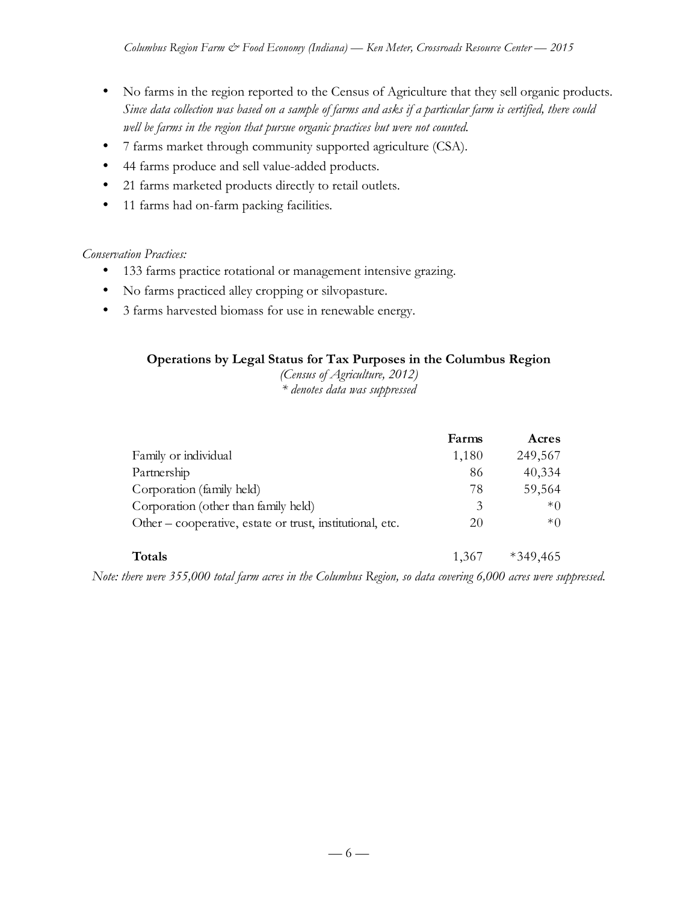- No farms in the region reported to the Census of Agriculture that they sell organic products. *Since data collection was based on a sample of farms and asks if a particular farm is certified, there could well be farms in the region that pursue organic practices but were not counted.*
- 7 farms market through community supported agriculture (CSA).
- 44 farms produce and sell value-added products.
- 21 farms marketed products directly to retail outlets.
- 11 farms had on-farm packing facilities.

*Conservation Practices:*

- 133 farms practice rotational or management intensive grazing.
- No farms practiced alley cropping or silvopasture.
- 3 farms harvested biomass for use in renewable energy.

**Operations by Legal Status for Tax Purposes in the Columbus Region**

*(Census of Agriculture, 2012)*
*\* denotes data was suppressed*

| | Farms | Acres |
|---|---|---|
| Family or individual | 1,180 | 249,567 |
| Partnership | 86 | 40,334 |
| Corporation (family held) | 78 | 59,564 |
| Corporation (other than family held) | 3 | *0 |
| Other – cooperative, estate or trust, institutional, etc. | 20 | *0 |
| **Totals** | 1,367 | *349,465 |

*Note: there were 355,000 total farm acres in the Columbus Region, so data covering 6,000 acres were suppressed.*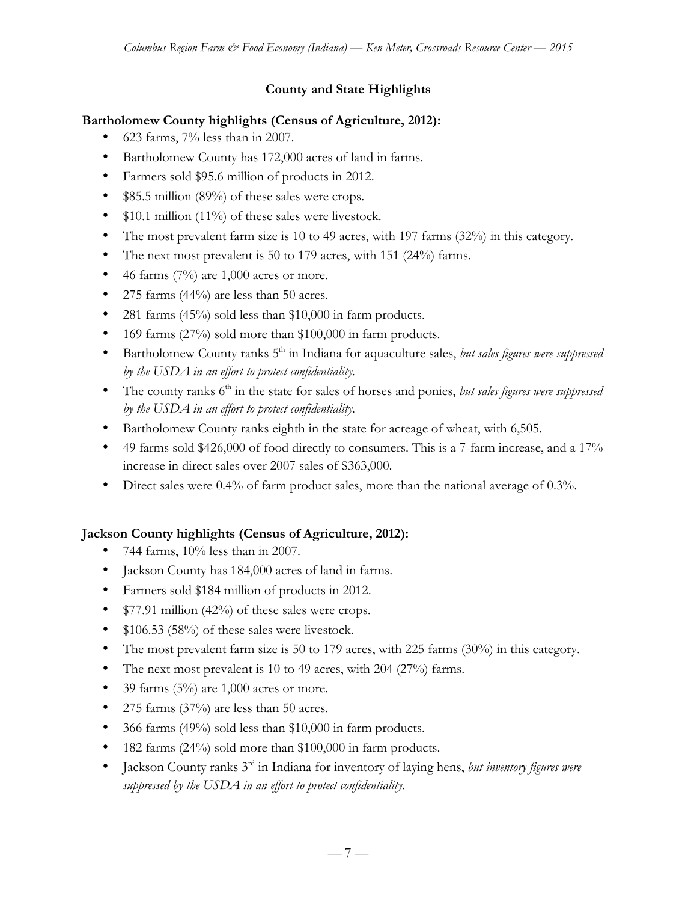## County and State Highlights

### Bartholomew County highlights (Census of Agriculture, 2012):

- 623 farms, 7% less than in 2007.
- Bartholomew County has 172,000 acres of land in farms.
- Farmers sold $95.6 million of products in 2012.
- $85.5 million (89%) of these sales were crops.
- $10.1 million (11%) of these sales were livestock.
- The most prevalent farm size is 10 to 49 acres, with 197 farms (32%) in this category.
- The next most prevalent is 50 to 179 acres, with 151 (24%) farms.
- 46 farms (7%) are 1,000 acres or more.
- 275 farms (44%) are less than 50 acres.
- 281 farms (45%) sold less than $10,000 in farm products.
- 169 farms (27%) sold more than $100,000 in farm products.
- Bartholomew County ranks 5th in Indiana for aquaculture sales, *but sales figures were suppressed by the USDA in an effort to protect confidentiality.*
- The county ranks 6th in the state for sales of horses and ponies, *but sales figures were suppressed by the USDA in an effort to protect confidentiality.*
- Bartholomew County ranks eighth in the state for acreage of wheat, with 6,505.
- 49 farms sold $426,000 of food directly to consumers. This is a 7-farm increase, and a 17% increase in direct sales over 2007 sales of $363,000.
- Direct sales were 0.4% of farm product sales, more than the national average of 0.3%.

### Jackson County highlights (Census of Agriculture, 2012):

- 744 farms, 10% less than in 2007.
- Jackson County has 184,000 acres of land in farms.
- Farmers sold $184 million of products in 2012.
- $77.91 million (42%) of these sales were crops.
- $106.53 (58%) of these sales were livestock.
- The most prevalent farm size is 50 to 179 acres, with 225 farms (30%) in this category.
- The next most prevalent is 10 to 49 acres, with 204 (27%) farms.
- 39 farms (5%) are 1,000 acres or more.
- 275 farms (37%) are less than 50 acres.
- 366 farms (49%) sold less than $10,000 in farm products.
- 182 farms (24%) sold more than $100,000 in farm products.
- Jackson County ranks 3rd in Indiana for inventory of laying hens, *but inventory figures were suppressed by the USDA in an effort to protect confidentiality.*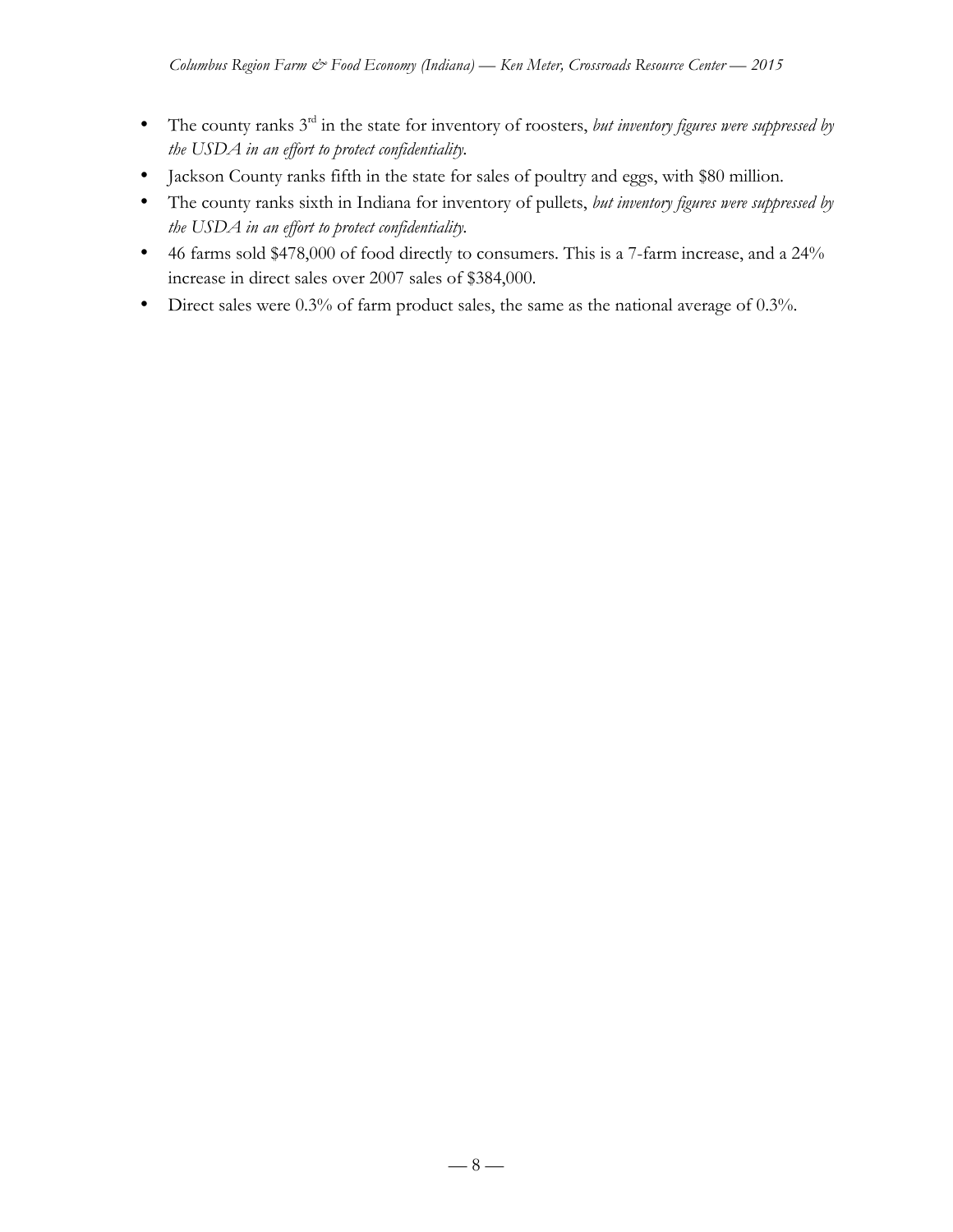- The county ranks 3rd in the state for inventory of roosters, *but inventory figures were suppressed by the USDA in an effort to protect confidentiality.*
- Jackson County ranks fifth in the state for sales of poultry and eggs, with $80 million.
- The county ranks sixth in Indiana for inventory of pullets, *but inventory figures were suppressed by the USDA in an effort to protect confidentiality.*
- 46 farms sold $478,000 of food directly to consumers. This is a 7-farm increase, and a 24% increase in direct sales over 2007 sales of $384,000.
- Direct sales were 0.3% of farm product sales, the same as the national average of 0.3%.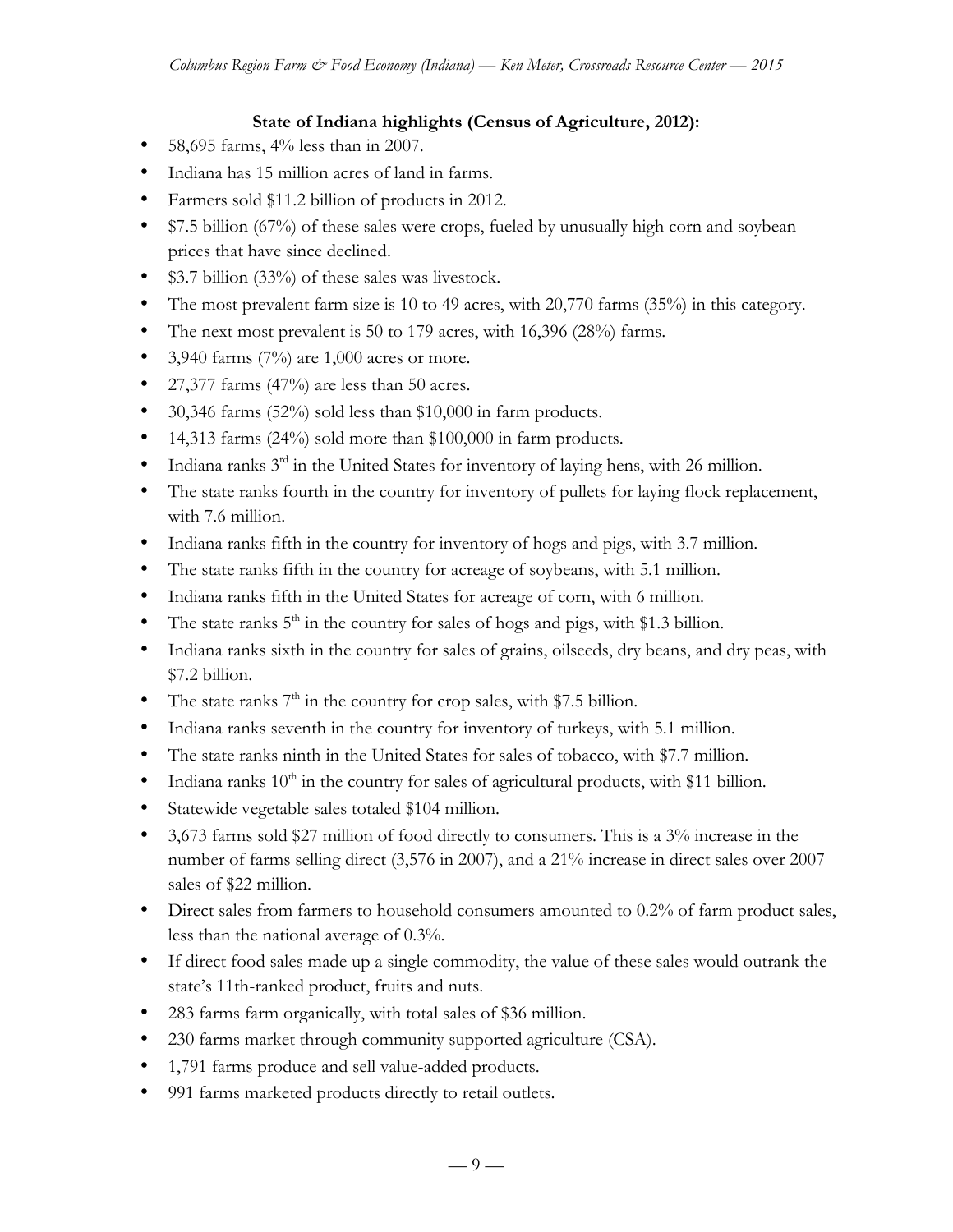**State of Indiana highlights (Census of Agriculture, 2012):**

- 58,695 farms, 4% less than in 2007.
- Indiana has 15 million acres of land in farms.
- Farmers sold $11.2 billion of products in 2012.
- $7.5 billion (67%) of these sales were crops, fueled by unusually high corn and soybean prices that have since declined.
- $3.7 billion (33%) of these sales was livestock.
- The most prevalent farm size is 10 to 49 acres, with 20,770 farms (35%) in this category.
- The next most prevalent is 50 to 179 acres, with 16,396 (28%) farms.
- 3,940 farms (7%) are 1,000 acres or more.
- 27,377 farms (47%) are less than 50 acres.
- 30,346 farms (52%) sold less than $10,000 in farm products.
- 14,313 farms (24%) sold more than $100,000 in farm products.
- Indiana ranks 3rd in the United States for inventory of laying hens, with 26 million.
- The state ranks fourth in the country for inventory of pullets for laying flock replacement, with 7.6 million.
- Indiana ranks fifth in the country for inventory of hogs and pigs, with 3.7 million.
- The state ranks fifth in the country for acreage of soybeans, with 5.1 million.
- Indiana ranks fifth in the United States for acreage of corn, with 6 million.
- The state ranks 5th in the country for sales of hogs and pigs, with $1.3 billion.
- Indiana ranks sixth in the country for sales of grains, oilseeds, dry beans, and dry peas, with $7.2 billion.
- The state ranks 7th in the country for crop sales, with $7.5 billion.
- Indiana ranks seventh in the country for inventory of turkeys, with 5.1 million.
- The state ranks ninth in the United States for sales of tobacco, with $7.7 million.
- Indiana ranks 10th in the country for sales of agricultural products, with $11 billion.
- Statewide vegetable sales totaled $104 million.
- 3,673 farms sold $27 million of food directly to consumers. This is a 3% increase in the number of farms selling direct (3,576 in 2007), and a 21% increase in direct sales over 2007 sales of $22 million.
- Direct sales from farmers to household consumers amounted to 0.2% of farm product sales, less than the national average of 0.3%.
- If direct food sales made up a single commodity, the value of these sales would outrank the state's 11th-ranked product, fruits and nuts.
- 283 farms farm organically, with total sales of $36 million.
- 230 farms market through community supported agriculture (CSA).
- 1,791 farms produce and sell value-added products.
- 991 farms marketed products directly to retail outlets.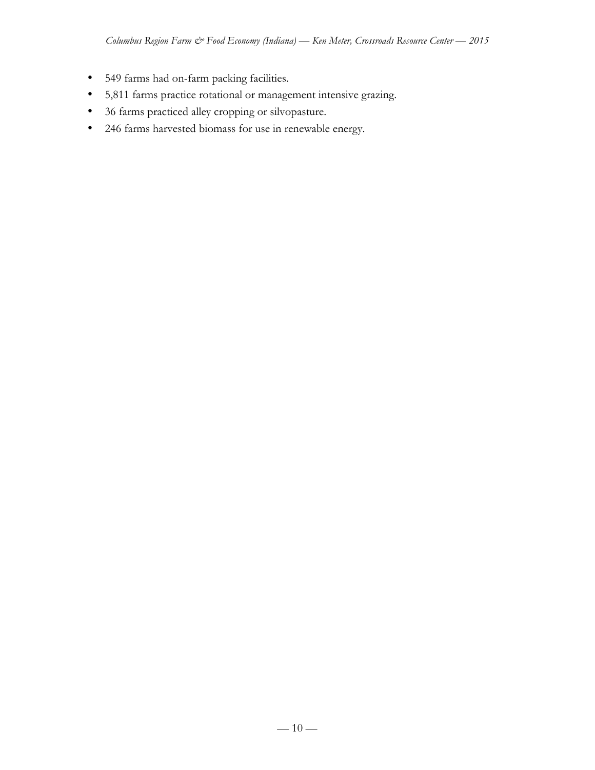- 549 farms had on-farm packing facilities.
- 5,811 farms practice rotational or management intensive grazing.
- 36 farms practiced alley cropping or silvopasture.
- 246 farms harvested biomass for use in renewable energy.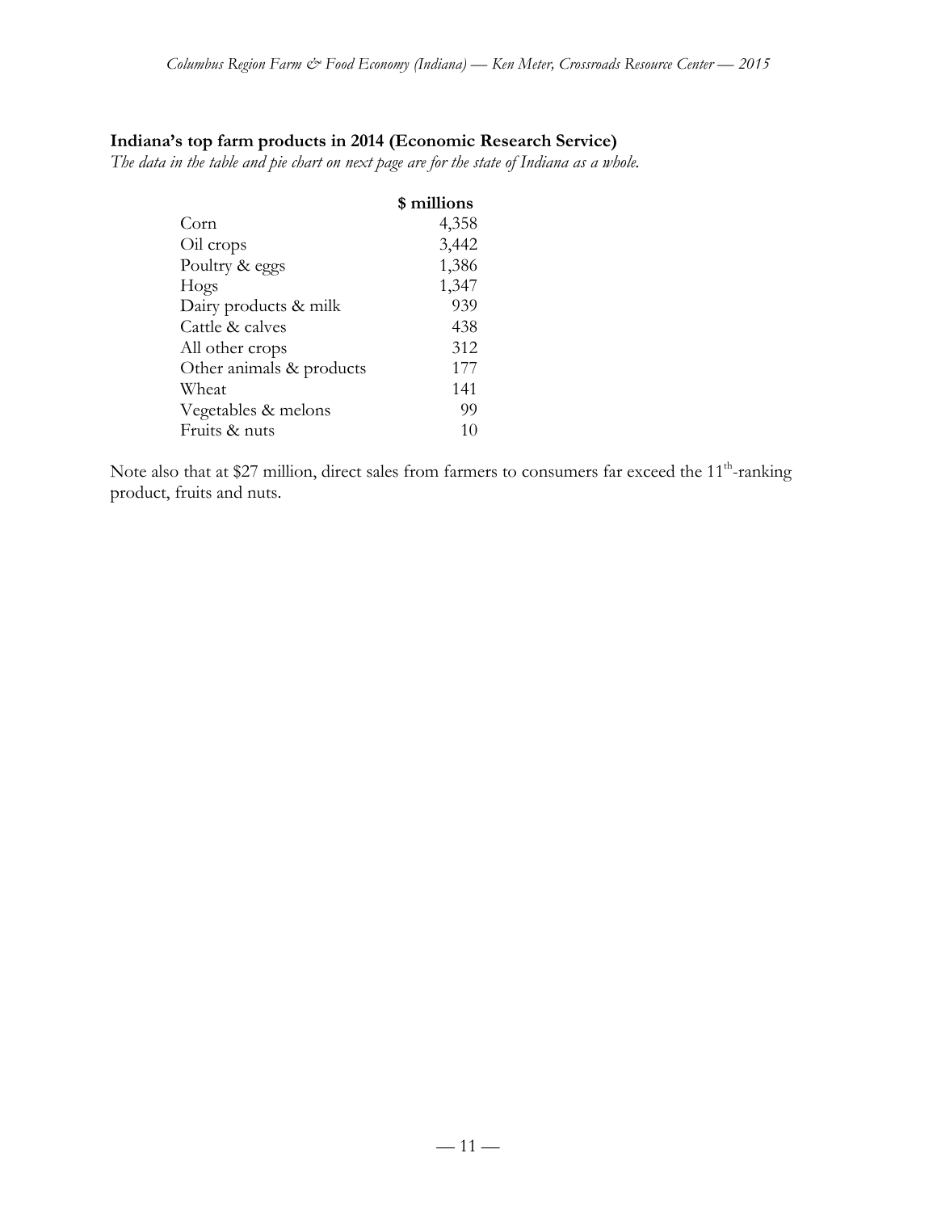**Indiana's top farm products in 2014 (Economic Research Service)**

*The data in the table and pie chart on next page are for the state of Indiana as a whole.*

| | $ millions |
|---|---|
| Corn | 4,358 |
| Oil crops | 3,442 |
| Poultry & eggs | 1,386 |
| Hogs | 1,347 |
| Dairy products & milk | 939 |
| Cattle & calves | 438 |
| All other crops | 312 |
| Other animals & products | 177 |
| Wheat | 141 |
| Vegetables & melons | 99 |
| Fruits & nuts | 10 |

Note also that at $27 million, direct sales from farmers to consumers far exceed the 11th-ranking product, fruits and nuts.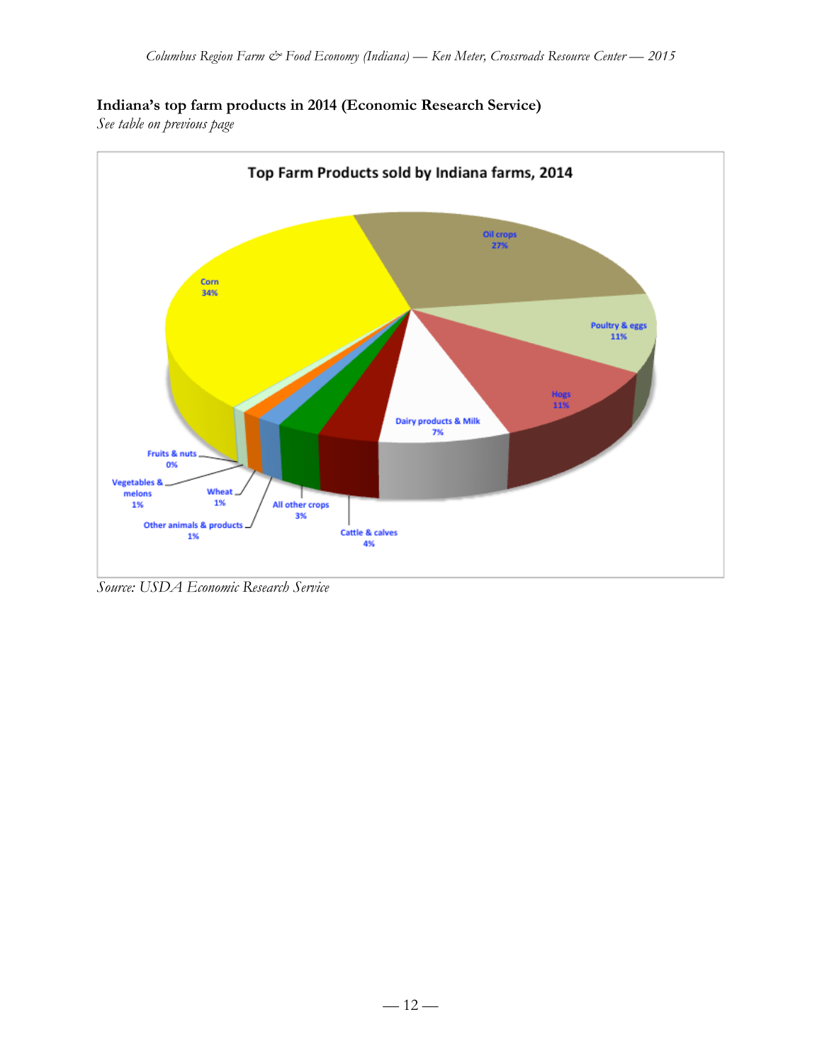**Indiana's top farm products in 2014 (Economic Research Service)**

*See table on previous page*

Top Farm Products sold by Indiana farms, 2014

Corn
34%

Oil crops
27%

Poultry & eggs
11%

Hogs
11%

Dairy products & Milk
7%

Cattle & calves
4%

All other crops
3%

Other animals & products
1%

Wheat
1%

Vegetables & melons
1%

Fruits & nuts
0%

*Source: USDA Economic Research Service*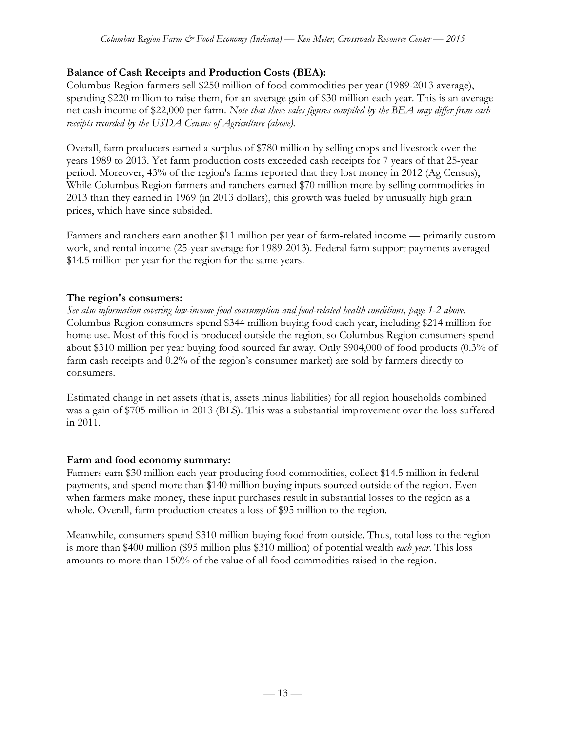**Balance of Cash Receipts and Production Costs (BEA):**

Columbus Region farmers sell $250 million of food commodities per year (1989-2013 average), spending $220 million to raise them, for an average gain of $30 million each year. This is an average net cash income of $22,000 per farm. *Note that these sales figures compiled by the BEA may differ from cash receipts recorded by the USDA Census of Agriculture (above).*

Overall, farm producers earned a surplus of $780 million by selling crops and livestock over the years 1989 to 2013. Yet farm production costs exceeded cash receipts for 7 years of that 25-year period. Moreover, 43% of the region's farms reported that they lost money in 2012 (Ag Census), While Columbus Region farmers and ranchers earned $70 million more by selling commodities in 2013 than they earned in 1969 (in 2013 dollars), this growth was fueled by unusually high grain prices, which have since subsided.

Farmers and ranchers earn another $11 million per year of farm-related income — primarily custom work, and rental income (25-year average for 1989-2013). Federal farm support payments averaged $14.5 million per year for the region for the same years.

**The region's consumers:**

*See also information covering low-income food consumption and food-related health conditions, page 1-2 above.* Columbus Region consumers spend $344 million buying food each year, including $214 million for home use. Most of this food is produced outside the region, so Columbus Region consumers spend about $310 million per year buying food sourced far away. Only $904,000 of food products (0.3% of farm cash receipts and 0.2% of the region's consumer market) are sold by farmers directly to consumers.

Estimated change in net assets (that is, assets minus liabilities) for all region households combined was a gain of $705 million in 2013 (BLS). This was a substantial improvement over the loss suffered in 2011.

**Farm and food economy summary:**

Farmers earn $30 million each year producing food commodities, collect $14.5 million in federal payments, and spend more than $140 million buying inputs sourced outside of the region. Even when farmers make money, these input purchases result in substantial losses to the region as a whole. Overall, farm production creates a loss of $95 million to the region.

Meanwhile, consumers spend $310 million buying food from outside. Thus, total loss to the region is more than $400 million ($95 million plus $310 million) of potential wealth *each year*. This loss amounts to more than 150% of the value of all food commodities raised in the region.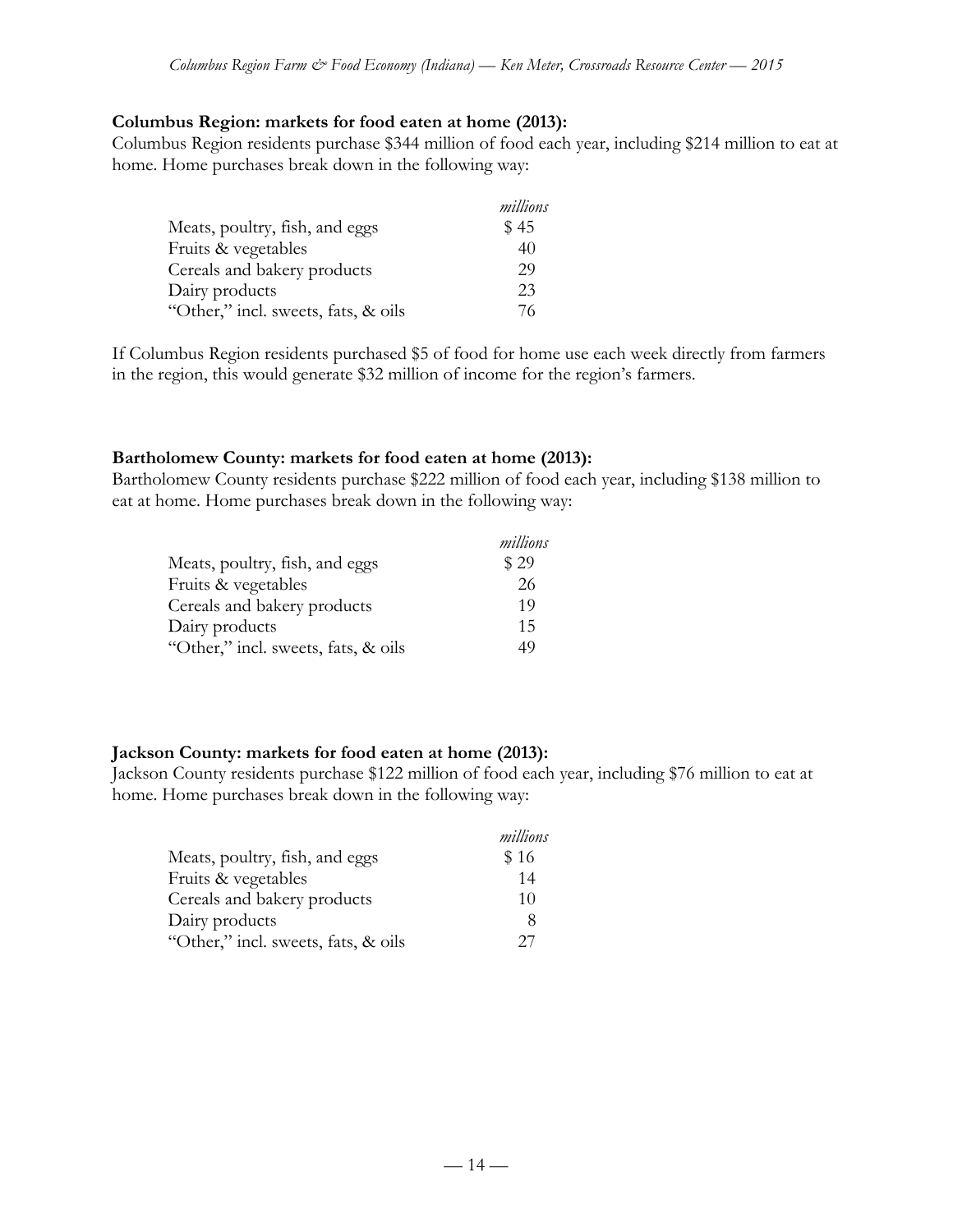**Columbus Region: markets for food eaten at home (2013):**

Columbus Region residents purchase $344 million of food each year, including $214 million to eat at home. Home purchases break down in the following way:

| | *millions* |
|---|---|
| Meats, poultry, fish, and eggs | $ 45 |
| Fruits & vegetables | 40 |
| Cereals and bakery products | 29 |
| Dairy products | 23 |
| "Other," incl. sweets, fats, & oils | 76 |

If Columbus Region residents purchased $5 of food for home use each week directly from farmers in the region, this would generate $32 million of income for the region's farmers.

**Bartholomew County: markets for food eaten at home (2013):**

Bartholomew County residents purchase $222 million of food each year, including $138 million to eat at home. Home purchases break down in the following way:

| | *millions* |
|---|---|
| Meats, poultry, fish, and eggs | $ 29 |
| Fruits & vegetables | 26 |
| Cereals and bakery products | 19 |
| Dairy products | 15 |
| "Other," incl. sweets, fats, & oils | 49 |

**Jackson County: markets for food eaten at home (2013):**

Jackson County residents purchase $122 million of food each year, including $76 million to eat at home. Home purchases break down in the following way:

| | *millions* |
|---|---|
| Meats, poultry, fish, and eggs | $ 16 |
| Fruits & vegetables | 14 |
| Cereals and bakery products | 10 |
| Dairy products | 8 |
| "Other," incl. sweets, fats, & oils | 27 |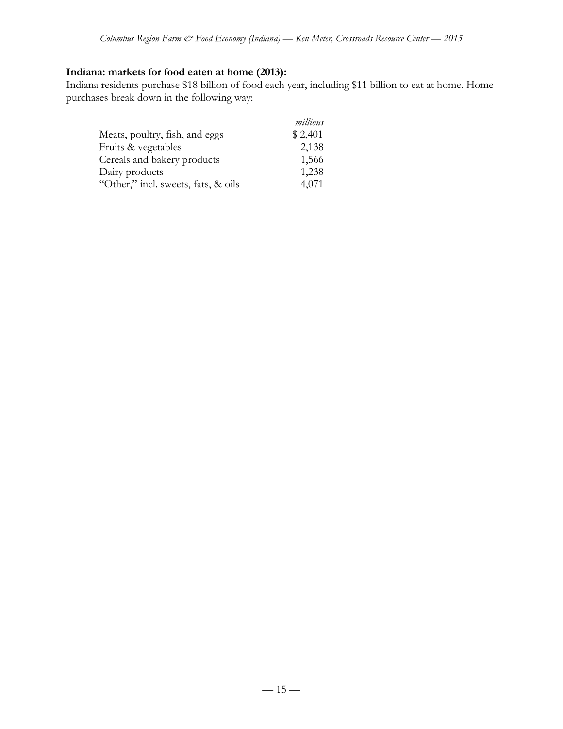**Indiana: markets for food eaten at home (2013):**

Indiana residents purchase $18 billion of food each year, including $11 billion to eat at home. Home purchases break down in the following way:

| | *millions* |
|---|---|
| Meats, poultry, fish, and eggs | $ 2,401 |
| Fruits & vegetables | 2,138 |
| Cereals and bakery products | 1,566 |
| Dairy products | 1,238 |
| "Other," incl. sweets, fats, & oils | 4,071 |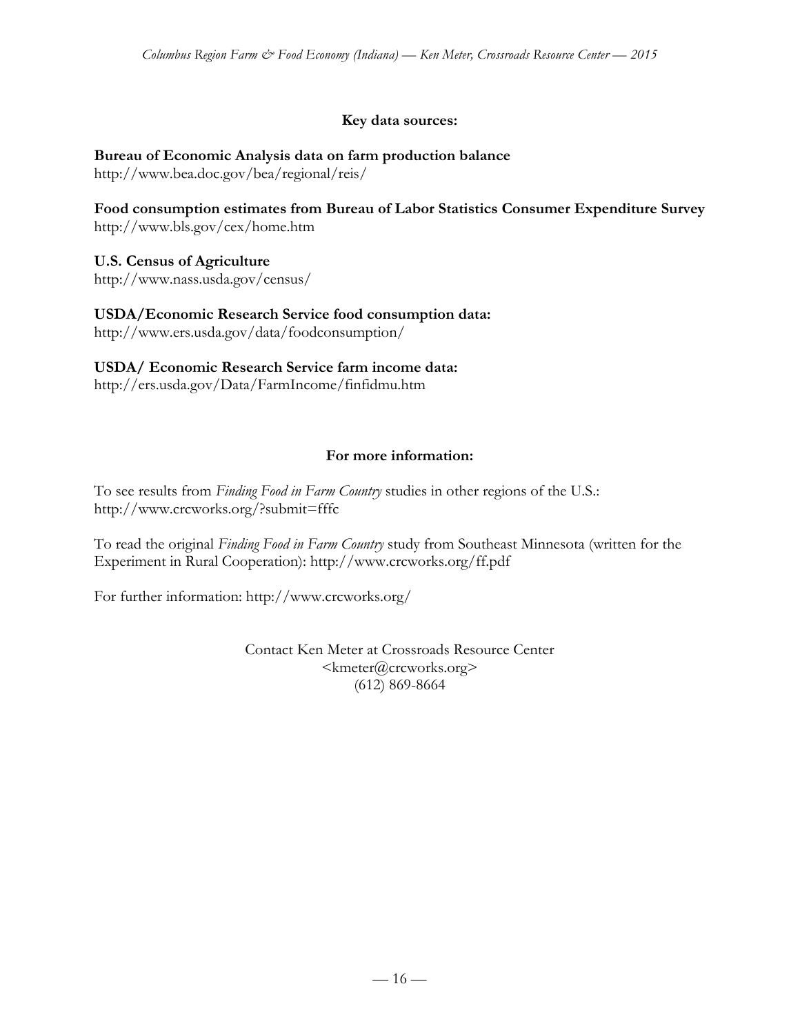## Key data sources:

**Bureau of Economic Analysis data on farm production balance**
http://www.bea.doc.gov/bea/regional/reis/

**Food consumption estimates from Bureau of Labor Statistics Consumer Expenditure Survey**
http://www.bls.gov/cex/home.htm

**U.S. Census of Agriculture**
http://www.nass.usda.gov/census/

**USDA/Economic Research Service food consumption data:**
http://www.ers.usda.gov/data/foodconsumption/

**USDA/ Economic Research Service farm income data:**
http://ers.usda.gov/Data/FarmIncome/finfidmu.htm

## For more information:

To see results from *Finding Food in Farm Country* studies in other regions of the U.S.: http://www.crcworks.org/?submit=fffc

To read the original *Finding Food in Farm Country* study from Southeast Minnesota (written for the Experiment in Rural Cooperation): http://www.crcworks.org/ff.pdf

For further information: http://www.crcworks.org/

Contact Ken Meter at Crossroads Resource Center
<kmeter@crcworks.org>
(612) 869-8664